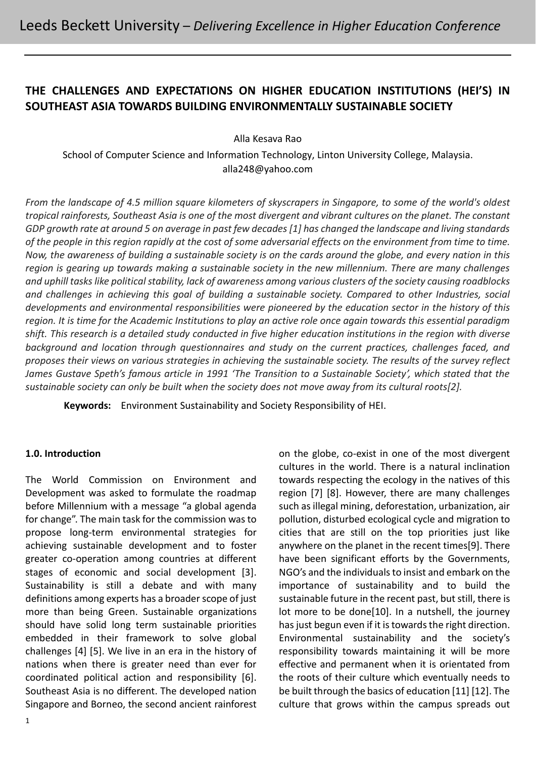# THE CHALLENGES AND EXPECTATIONS ON HIGHER EDUCATION INSTITUTIONS (HEI'S) IN SOUTHEAST ASIA TOWARDS BUILDING ENVIRONMENTALLY SUSTAINABLE SOCIETY

Alla Kesava Rao

School of Computer Science and Information Technology, Linton University College, Malaysia.
alla248@yahoo.com

*From the landscape of 4.5 million square kilometers of skyscrapers in Singapore, to some of the world's oldest tropical rainforests, Southeast Asia is one of the most divergent and vibrant cultures on the planet. The constant GDP growth rate at around 5 on average in past few decades [1] has changed the landscape and living standards of the people in this region rapidly at the cost of some adversarial effects on the environment from time to time. Now, the awareness of building a sustainable society is on the cards around the globe, and every nation in this region is gearing up towards making a sustainable society in the new millennium. There are many challenges and uphill tasks like political stability, lack of awareness among various clusters of the society causing roadblocks and challenges in achieving this goal of building a sustainable society. Compared to other Industries, social developments and environmental responsibilities were pioneered by the education sector in the history of this region. It is time for the Academic Institutions to play an active role once again towards this essential paradigm shift. This research is a detailed study conducted in five higher education institutions in the region with diverse background and location through questionnaires and study on the current practices, challenges faced, and proposes their views on various strategies in achieving the sustainable society. The results of the survey reflect James Gustave Speth's famous article in 1991 'The Transition to a Sustainable Society', which stated that the sustainable society can only be built when the society does not move away from its cultural roots[2].*

**Keywords:** Environment Sustainability and Society Responsibility of HEI.

## 1.0. Introduction

The World Commission on Environment and Development was asked to formulate the roadmap before Millennium with a message "a global agenda for change". The main task for the commission was to propose long-term environmental strategies for achieving sustainable development and to foster greater co-operation among countries at different stages of economic and social development [3]. Sustainability is still a debate and with many definitions among experts has a broader scope of just more than being Green. Sustainable organizations should have solid long term sustainable priorities embedded in their framework to solve global challenges [4] [5]. We live in an era in the history of nations when there is greater need than ever for coordinated political action and responsibility [6]. Southeast Asia is no different. The developed nation Singapore and Borneo, the second ancient rainforest on the globe, co-exist in one of the most divergent cultures in the world. There is a natural inclination towards respecting the ecology in the natives of this region [7] [8]. However, there are many challenges such as illegal mining, deforestation, urbanization, air pollution, disturbed ecological cycle and migration to cities that are still on the top priorities just like anywhere on the planet in the recent times[9]. There have been significant efforts by the Governments, NGO's and the individuals to insist and embark on the importance of sustainability and to build the sustainable future in the recent past, but still, there is lot more to be done[10]. In a nutshell, the journey has just begun even if it is towards the right direction. Environmental sustainability and the society's responsibility towards maintaining it will be more effective and permanent when it is orientated from the roots of their culture which eventually needs to be built through the basics of education [11] [12]. The culture that grows within the campus spreads out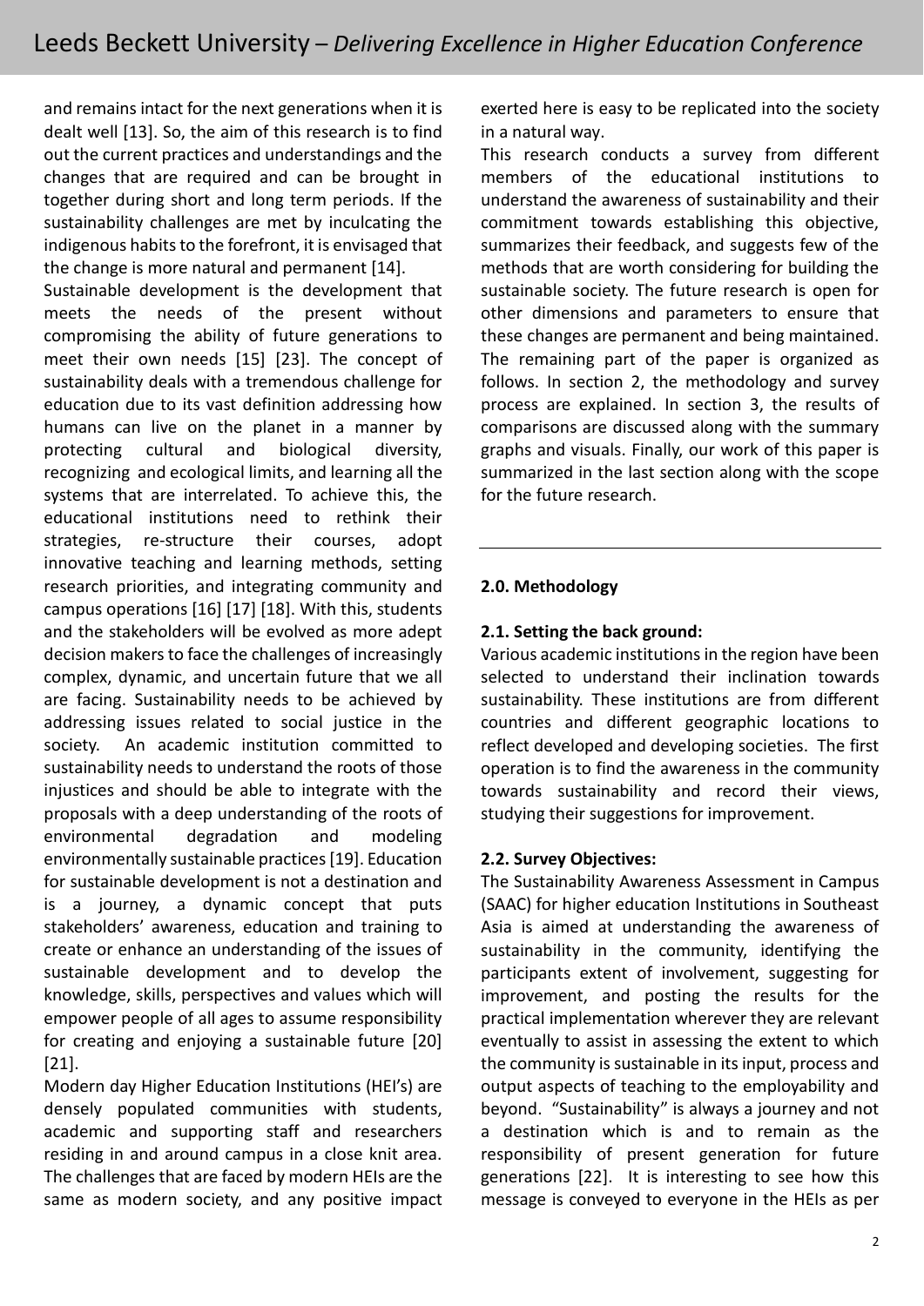and remains intact for the next generations when it is dealt well [13]. So, the aim of this research is to find out the current practices and understandings and the changes that are required and can be brought in together during short and long term periods. If the sustainability challenges are met by inculcating the indigenous habits to the forefront, it is envisaged that the change is more natural and permanent [14].

Sustainable development is the development that meets the needs of the present without compromising the ability of future generations to meet their own needs [15] [23]. The concept of sustainability deals with a tremendous challenge for education due to its vast definition addressing how humans can live on the planet in a manner by protecting cultural and biological diversity, recognizing and ecological limits, and learning all the systems that are interrelated. To achieve this, the educational institutions need to rethink their strategies, re-structure their courses, adopt innovative teaching and learning methods, setting research priorities, and integrating community and campus operations [16] [17] [18]. With this, students and the stakeholders will be evolved as more adept decision makers to face the challenges of increasingly complex, dynamic, and uncertain future that we all are facing. Sustainability needs to be achieved by addressing issues related to social justice in the society. An academic institution committed to sustainability needs to understand the roots of those injustices and should be able to integrate with the proposals with a deep understanding of the roots of environmental degradation and modeling environmentally sustainable practices [19]. Education for sustainable development is not a destination and is a journey, a dynamic concept that puts stakeholders' awareness, education and training to create or enhance an understanding of the issues of sustainable development and to develop the knowledge, skills, perspectives and values which will empower people of all ages to assume responsibility for creating and enjoying a sustainable future [20] [21].

Modern day Higher Education Institutions (HEI's) are densely populated communities with students, academic and supporting staff and researchers residing in and around campus in a close knit area. The challenges that are faced by modern HEIs are the same as modern society, and any positive impact exerted here is easy to be replicated into the society in a natural way.

This research conducts a survey from different members of the educational institutions to understand the awareness of sustainability and their commitment towards establishing this objective, summarizes their feedback, and suggests few of the methods that are worth considering for building the sustainable society. The future research is open for other dimensions and parameters to ensure that these changes are permanent and being maintained. The remaining part of the paper is organized as follows. In section 2, the methodology and survey process are explained. In section 3, the results of comparisons are discussed along with the summary graphs and visuals. Finally, our work of this paper is summarized in the last section along with the scope for the future research.

## 2.0. Methodology

### 2.1. Setting the back ground:

Various academic institutions in the region have been selected to understand their inclination towards sustainability. These institutions are from different countries and different geographic locations to reflect developed and developing societies. The first operation is to find the awareness in the community towards sustainability and record their views, studying their suggestions for improvement.

### 2.2. Survey Objectives:

The Sustainability Awareness Assessment in Campus (SAAC) for higher education Institutions in Southeast Asia is aimed at understanding the awareness of sustainability in the community, identifying the participants extent of involvement, suggesting for improvement, and posting the results for the practical implementation wherever they are relevant eventually to assist in assessing the extent to which the community is sustainable in its input, process and output aspects of teaching to the employability and beyond. "Sustainability" is always a journey and not a destination which is and to remain as the responsibility of present generation for future generations [22]. It is interesting to see how this message is conveyed to everyone in the HEIs as per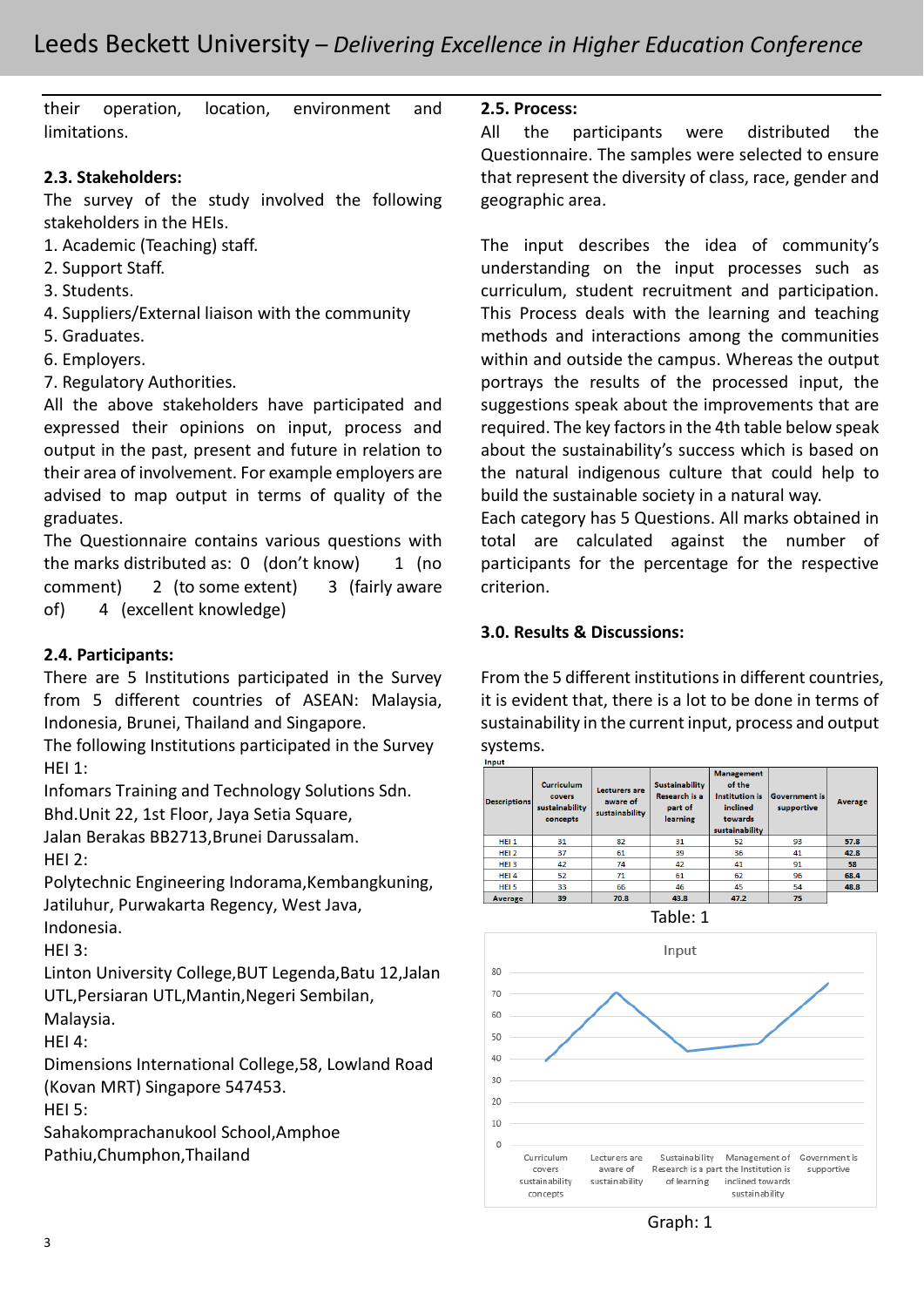their operation, location, environment and limitations.

**2.3. Stakeholders:**

The survey of the study involved the following stakeholders in the HEIs.

1. Academic (Teaching) staff.
2. Support Staff.
3. Students.
4. Suppliers/External liaison with the community
5. Graduates.
6. Employers.
7. Regulatory Authorities.

All the above stakeholders have participated and expressed their opinions on input, process and output in the past, present and future in relation to their area of involvement. For example employers are advised to map output in terms of quality of the graduates.

The Questionnaire contains various questions with the marks distributed as: 0 (don't know) 1 (no comment) 2 (to some extent) 3 (fairly aware of) 4 (excellent knowledge)

**2.4. Participants:**

There are 5 Institutions participated in the Survey from 5 different countries of ASEAN: Malaysia, Indonesia, Brunei, Thailand and Singapore.

The following Institutions participated in the Survey

HEI 1:
Infomars Training and Technology Solutions Sdn. Bhd.Unit 22, 1st Floor, Jaya Setia Square, Jalan Berakas BB2713,Brunei Darussalam.

HEI 2:
Polytechnic Engineering Indorama,Kembangkuning, Jatiluhur, Purwakarta Regency, West Java, Indonesia.

HEI 3:
Linton University College,BUT Legenda,Batu 12,Jalan UTL,Persiaran UTL,Mantin,Negeri Sembilan, Malaysia.

HEI 4:
Dimensions International College,58, Lowland Road (Kovan MRT) Singapore 547453.

HEI 5:
Sahakomprachanukool School,Amphoe Pathiu,Chumphon,Thailand

**2.5. Process:**

All the participants were distributed the Questionnaire. The samples were selected to ensure that represent the diversity of class, race, gender and geographic area.

The input describes the idea of community's understanding on the input processes such as curriculum, student recruitment and participation. This Process deals with the learning and teaching methods and interactions among the communities within and outside the campus. Whereas the output portrays the results of the processed input, the suggestions speak about the improvements that are required. The key factors in the 4th table below speak about the sustainability's success which is based on the natural indigenous culture that could help to build the sustainable society in a natural way.

Each category has 5 Questions. All marks obtained in total are calculated against the number of participants for the percentage for the respective criterion.

**3.0. Results & Discussions:**

From the 5 different institutions in different countries, it is evident that, there is a lot to be done in terms of sustainability in the current input, process and output systems.

Input

| Descriptions | Curriculum covers sustainability concepts | Lecturers are aware of sustainability | Sustainability Research is a part of learning | Management of the Institution is inclined towards sustainability | Government is supportive | Average |
|---|---|---|---|---|---|---|
| HEI 1 | 31 | 82 | 31 | 52 | 93 | 57.8 |
| HEI 2 | 37 | 61 | 39 | 36 | 41 | 42.8 |
| HEI 3 | 42 | 74 | 42 | 41 | 91 | 58 |
| HEI 4 | 52 | 71 | 61 | 62 | 96 | 68.4 |
| HEI 5 | 33 | 66 | 46 | 45 | 54 | 48.8 |
| Average | 39 | 70.8 | 43.8 | 47.2 | 75 | |

Table: 1

Graph: 1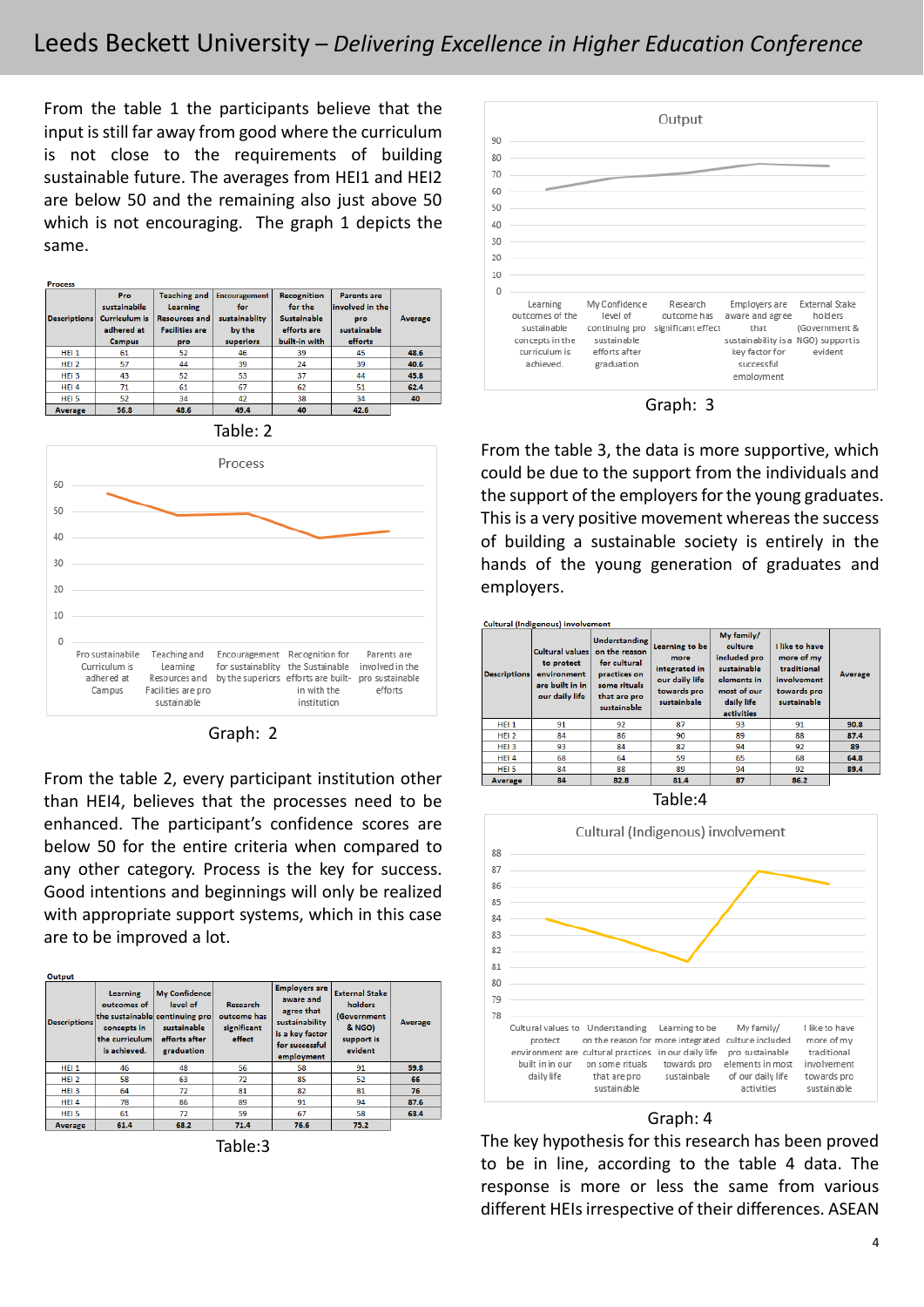From the table 1 the participants believe that the input is still far away from good where the curriculum is not close to the requirements of building sustainable future. The averages from HEI1 and HEI2 are below 50 and the remaining also just above 50 which is not encouraging. The graph 1 depicts the same.

**Process**

| Descriptions | Pro sustainable Curriculum is adhered at Campus | Teaching and Learning Resources and Facilities are pro | Encouragement for sustainablity by the superiors | Recognition for the Sustainable efforts are built-in with | Parents are involved in the pro sustainable efforts | Average |
|---|---|---|---|---|---|---|
| HEI 1 | 61 | 52 | 46 | 39 | 45 | 48.6 |
| HEI 2 | 57 | 44 | 39 | 24 | 39 | 40.6 |
| HEI 3 | 43 | 52 | 53 | 37 | 44 | 45.8 |
| HEI 4 | 71 | 61 | 67 | 62 | 51 | 62.4 |
| HEI 5 | 52 | 34 | 42 | 38 | 34 | 40 |
| Average | 56.8 | 48.6 | 49.4 | 40 | 42.6 | |

Table: 2

Graph: 2

From the table 2, every participant institution other than HEI4, believes that the processes need to be enhanced. The participant's confidence scores are below 50 for the entire criteria when compared to any other category. Process is the key for success. Good intentions and beginnings will only be realized with appropriate support systems, which in this case are to be improved a lot.

**Output**

| Descriptions | Learning outcomes of the sustainable concepts in the curriculum is achieved. | My Confidence level of continuing pro sustainable efforts after graduation | Research outcome has significant effect | Employers are aware and agree that sustainability is a key factor for successful employment | External Stake holders (Government & NGO) support is evident | Average |
|---|---|---|---|---|---|---|
| HEI 1 | 46 | 48 | 56 | 58 | 91 | 59.8 |
| HEI 2 | 58 | 63 | 72 | 85 | 52 | 66 |
| HEI 3 | 64 | 72 | 81 | 82 | 81 | 76 |
| HEI 4 | 78 | 86 | 89 | 91 | 94 | 87.6 |
| HEI 5 | 61 | 72 | 59 | 67 | 58 | 63.4 |
| Average | 61.4 | 68.2 | 71.4 | 76.6 | 75.2 | |

Table:3

Graph: 3

From the table 3, the data is more supportive, which could be due to the support from the individuals and the support of the employers for the young graduates. This is a very positive movement whereas the success of building a sustainable society is entirely in the hands of the young generation of graduates and employers.

**Cultural (Indigenous) involvement**

| Descriptions | Cultural values to protect environment are built in in our daily life | Understanding on the reason for cultural practices on some rituals that are pro sustainable | Learning to be more integrated in our daily life towards pro sustainbale | My family/ culture included pro sustainable elements in most of our daily life activities | I like to have more of my traditional involvement towards pro sustainable | Average |
|---|---|---|---|---|---|---|
| HEI 1 | 91 | 92 | 87 | 93 | 91 | 90.8 |
| HEI 2 | 84 | 86 | 90 | 89 | 88 | 87.4 |
| HEI 3 | 93 | 84 | 82 | 94 | 92 | 89 |
| HEI 4 | 68 | 64 | 59 | 65 | 68 | 64.8 |
| HEI 5 | 84 | 88 | 89 | 94 | 92 | 89.4 |
| Average | 84 | 82.8 | 81.4 | 87 | 86.2 | |

Table:4

Graph: 4

The key hypothesis for this research has been proved to be in line, according to the table 4 data. The response is more or less the same from various different HEIs irrespective of their differences. ASEAN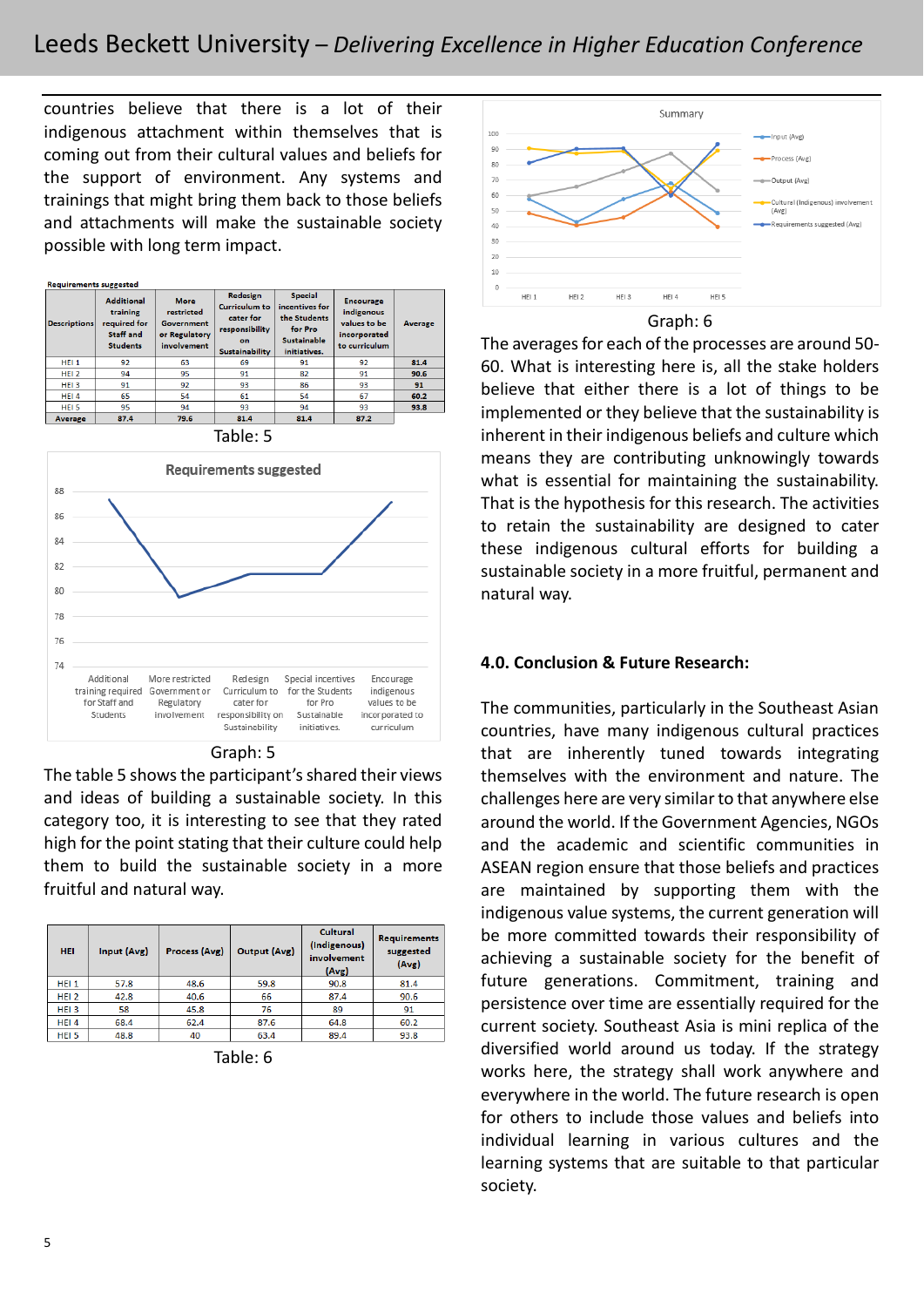countries believe that there is a lot of their indigenous attachment within themselves that is coming out from their cultural values and beliefs for the support of environment. Any systems and trainings that might bring them back to those beliefs and attachments will make the sustainable society possible with long term impact.

**Requirements suggested**

| Descriptions | Additional training required for Staff and Students | More restricted Government or Regulatory involvement | Redesign Curriculum to cater for responsibility on Sustainability | Special incentives for the Students for Pro Sustainable initiatives. | Encourage indigenous values to be incorporated to curriculum | Average |
|---|---|---|---|---|---|---|
| HEI 1 | 92 | 63 | 69 | 91 | 92 | 81.4 |
| HEI 2 | 94 | 95 | 91 | 82 | 91 | 90.6 |
| HEI 3 | 91 | 92 | 93 | 86 | 93 | 91 |
| HEI 4 | 65 | 54 | 61 | 54 | 67 | 60.2 |
| HEI 5 | 95 | 94 | 93 | 94 | 93 | 93.8 |
| Average | 87.4 | 79.6 | 81.4 | 81.4 | 87.2 | |

Table: 5

Graph: 5

The table 5 shows the participant's shared their views and ideas of building a sustainable society. In this category too, it is interesting to see that they rated high for the point stating that their culture could help them to build the sustainable society in a more fruitful and natural way.

| HEI | Input (Avg) | Process (Avg) | Output (Avg) | Cultural (Indigenous) involvement (Avg) | Requirements suggested (Avg) |
|---|---|---|---|---|---|
| HEI 1 | 57.8 | 48.6 | 59.8 | 90.8 | 81.4 |
| HEI 2 | 42.8 | 40.6 | 66 | 87.4 | 90.6 |
| HEI 3 | 58 | 45.8 | 76 | 89 | 91 |
| HEI 4 | 68.4 | 62.4 | 87.6 | 64.8 | 60.2 |
| HEI 5 | 48.8 | 40 | 63.4 | 89.4 | 93.8 |

Table: 6

Graph: 6

The averages for each of the processes are around 50-60. What is interesting here is, all the stake holders believe that either there is a lot of things to be implemented or they believe that the sustainability is inherent in their indigenous beliefs and culture which means they are contributing unknowingly towards what is essential for maintaining the sustainability. That is the hypothesis for this research. The activities to retain the sustainability are designed to cater these indigenous cultural efforts for building a sustainable society in a more fruitful, permanent and natural way.

## 4.0. Conclusion & Future Research:

The communities, particularly in the Southeast Asian countries, have many indigenous cultural practices that are inherently tuned towards integrating themselves with the environment and nature. The challenges here are very similar to that anywhere else around the world. If the Government Agencies, NGOs and the academic and scientific communities in ASEAN region ensure that those beliefs and practices are maintained by supporting them with the indigenous value systems, the current generation will be more committed towards their responsibility of achieving a sustainable society for the benefit of future generations. Commitment, training and persistence over time are essentially required for the current society. Southeast Asia is mini replica of the diversified world around us today. If the strategy works here, the strategy shall work anywhere and everywhere in the world. The future research is open for others to include those values and beliefs into individual learning in various cultures and the learning systems that are suitable to that particular society.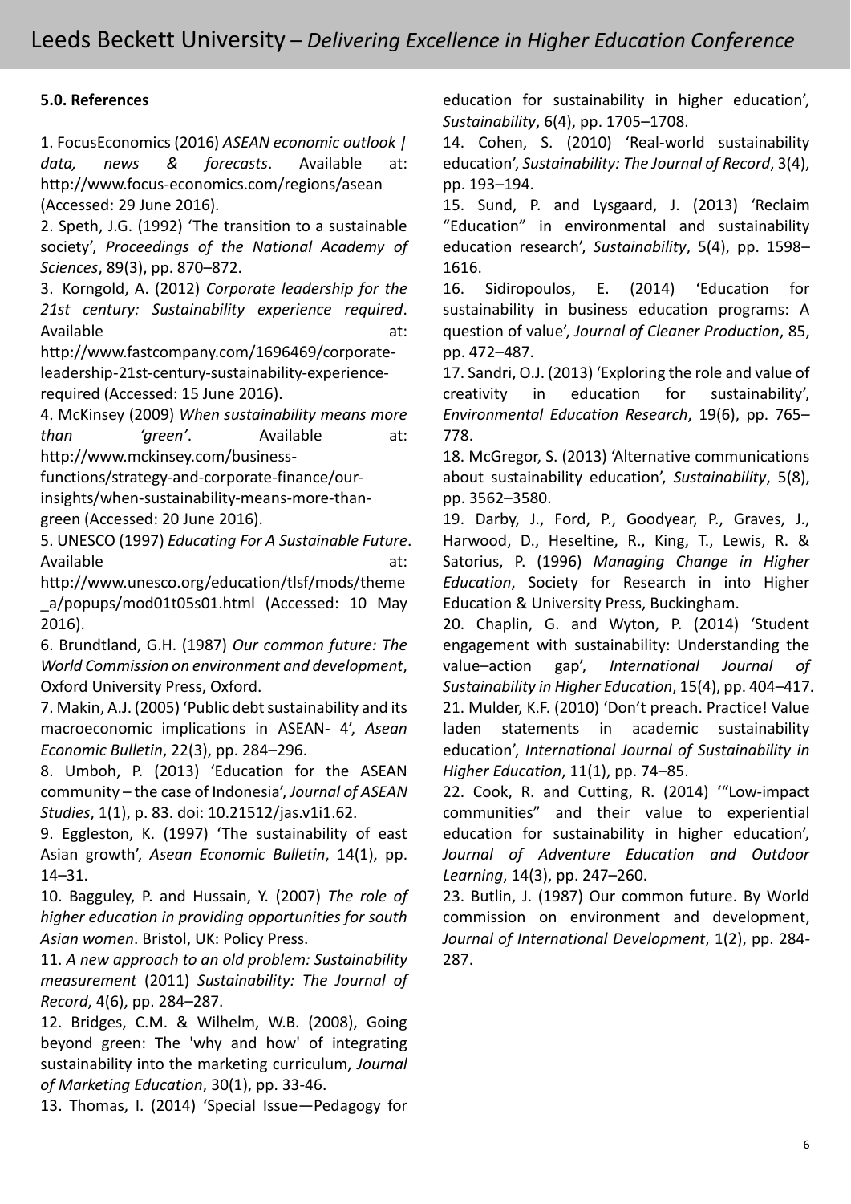### 5.0. References

1. FocusEconomics (2016) *ASEAN economic outlook | data, news & forecasts*. Available at: http://www.focus-economics.com/regions/asean (Accessed: 29 June 2016).

2. Speth, J.G. (1992) 'The transition to a sustainable society', *Proceedings of the National Academy of Sciences*, 89(3), pp. 870–872.

3. Korngold, A. (2012) *Corporate leadership for the 21st century: Sustainability experience required*. Available at: http://www.fastcompany.com/1696469/corporate-leadership-21st-century-sustainability-experience-required (Accessed: 15 June 2016).

4. McKinsey (2009) *When sustainability means more than 'green'*. Available at: http://www.mckinsey.com/business-functions/strategy-and-corporate-finance/our-insights/when-sustainability-means-more-than-green (Accessed: 20 June 2016).

5. UNESCO (1997) *Educating For A Sustainable Future*. Available at: http://www.unesco.org/education/tlsf/mods/theme_a/popups/mod01t05s01.html (Accessed: 10 May 2016).

6. Brundtland, G.H. (1987) *Our common future: The World Commission on environment and development*, Oxford University Press, Oxford.

7. Makin, A.J. (2005) 'Public debt sustainability and its macroeconomic implications in ASEAN- 4', *Asean Economic Bulletin*, 22(3), pp. 284–296.

8. Umboh, P. (2013) 'Education for the ASEAN community – the case of Indonesia', *Journal of ASEAN Studies*, 1(1), p. 83. doi: 10.21512/jas.v1i1.62.

9. Eggleston, K. (1997) 'The sustainability of east Asian growth', *Asean Economic Bulletin*, 14(1), pp. 14–31.

10. Bagguley, P. and Hussain, Y. (2007) *The role of higher education in providing opportunities for south Asian women*. Bristol, UK: Policy Press.

11. *A new approach to an old problem: Sustainability measurement* (2011) *Sustainability: The Journal of Record*, 4(6), pp. 284–287.

12. Bridges, C.M. & Wilhelm, W.B. (2008), Going beyond green: The 'why and how' of integrating sustainability into the marketing curriculum, *Journal of Marketing Education*, 30(1), pp. 33-46.

13. Thomas, I. (2014) 'Special Issue—Pedagogy for education for sustainability in higher education', *Sustainability*, 6(4), pp. 1705–1708.

14. Cohen, S. (2010) 'Real-world sustainability education', *Sustainability: The Journal of Record*, 3(4), pp. 193–194.

15. Sund, P. and Lysgaard, J. (2013) 'Reclaim "Education" in environmental and sustainability education research', *Sustainability*, 5(4), pp. 1598–1616.

16. Sidiropoulos, E. (2014) 'Education for sustainability in business education programs: A question of value', *Journal of Cleaner Production*, 85, pp. 472–487.

17. Sandri, O.J. (2013) 'Exploring the role and value of creativity in education for sustainability', *Environmental Education Research*, 19(6), pp. 765–778.

18. McGregor, S. (2013) 'Alternative communications about sustainability education', *Sustainability*, 5(8), pp. 3562–3580.

19. Darby, J., Ford, P., Goodyear, P., Graves, J., Harwood, D., Heseltine, R., King, T., Lewis, R. & Satorius, P. (1996) *Managing Change in Higher Education*, Society for Research in into Higher Education & University Press, Buckingham.

20. Chaplin, G. and Wyton, P. (2014) 'Student engagement with sustainability: Understanding the value–action gap', *International Journal of Sustainability in Higher Education*, 15(4), pp. 404–417.

21. Mulder, K.F. (2010) 'Don't preach. Practice! Value laden statements in academic sustainability education', *International Journal of Sustainability in Higher Education*, 11(1), pp. 74–85.

22. Cook, R. and Cutting, R. (2014) '"Low-impact communities" and their value to experiential education for sustainability in higher education', *Journal of Adventure Education and Outdoor Learning*, 14(3), pp. 247–260.

23. Butlin, J. (1987) Our common future. By World commission on environment and development, *Journal of International Development*, 1(2), pp. 284-287.